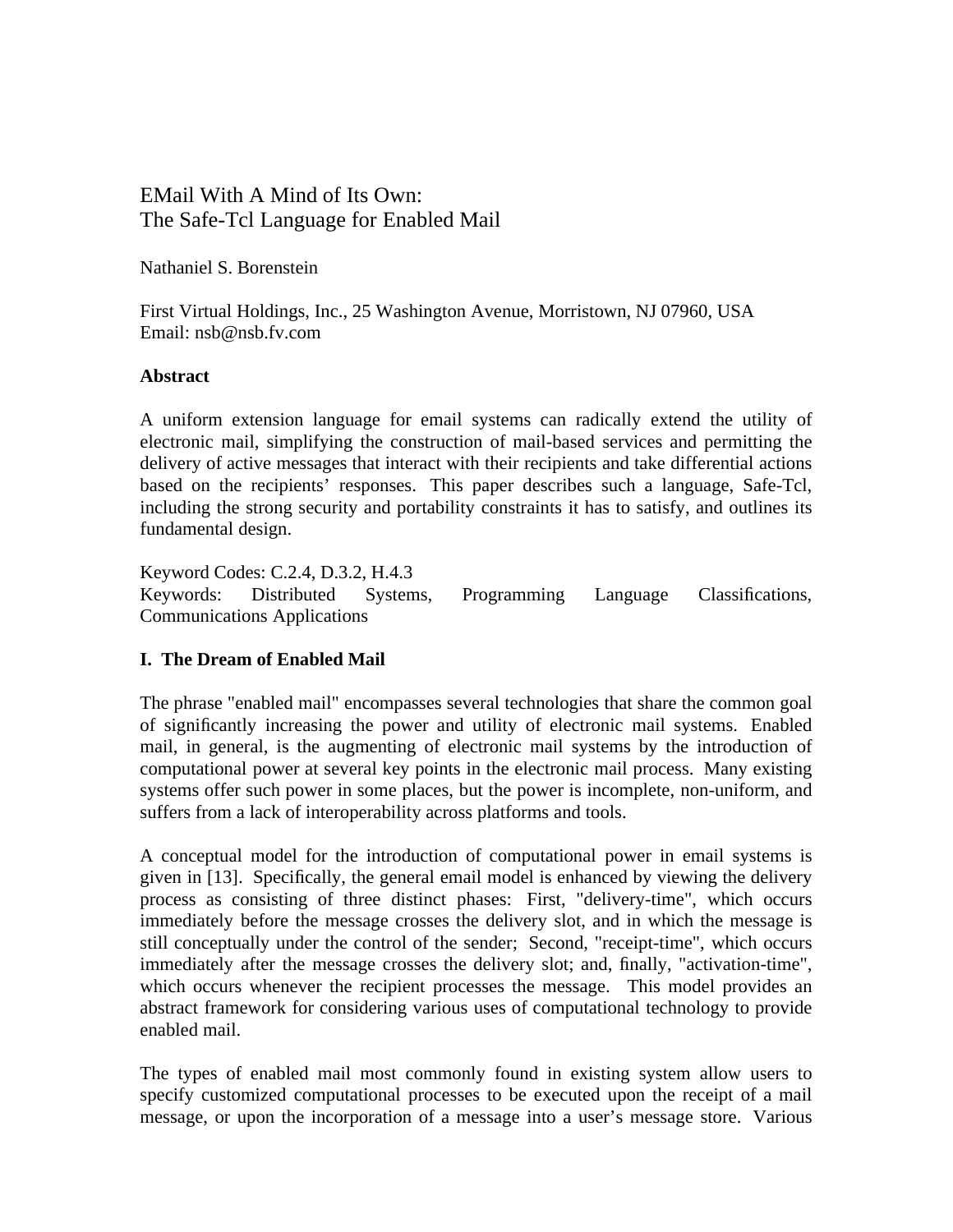# EMail With A Mind of Its Own: The Safe-Tcl Language for Enabled Mail

Nathaniel S. Borenstein

First Virtual Holdings, Inc., 25 Washington Avenue, Morristown, NJ 07960, USA
Email: nsb@nsb.fv.com

**Abstract**

A uniform extension language for email systems can radically extend the utility of electronic mail, simplifying the construction of mail-based services and permitting the delivery of active messages that interact with their recipients and take differential actions based on the recipients' responses. This paper describes such a language, Safe-Tcl, including the strong security and portability constraints it has to satisfy, and outlines its fundamental design.

Keyword Codes: C.2.4, D.3.2, H.4.3
Keywords: Distributed Systems, Programming Language Classifications, Communications Applications

## I. The Dream of Enabled Mail

The phrase "enabled mail" encompasses several technologies that share the common goal of significantly increasing the power and utility of electronic mail systems. Enabled mail, in general, is the augmenting of electronic mail systems by the introduction of computational power at several key points in the electronic mail process. Many existing systems offer such power in some places, but the power is incomplete, non-uniform, and suffers from a lack of interoperability across platforms and tools.

A conceptual model for the introduction of computational power in email systems is given in [13]. Specifically, the general email model is enhanced by viewing the delivery process as consisting of three distinct phases: First, "delivery-time", which occurs immediately before the message crosses the delivery slot, and in which the message is still conceptually under the control of the sender; Second, "receipt-time", which occurs immediately after the message crosses the delivery slot; and, finally, "activation-time", which occurs whenever the recipient processes the message. This model provides an abstract framework for considering various uses of computational technology to provide enabled mail.

The types of enabled mail most commonly found in existing system allow users to specify customized computational processes to be executed upon the receipt of a mail message, or upon the incorporation of a message into a user's message store. Various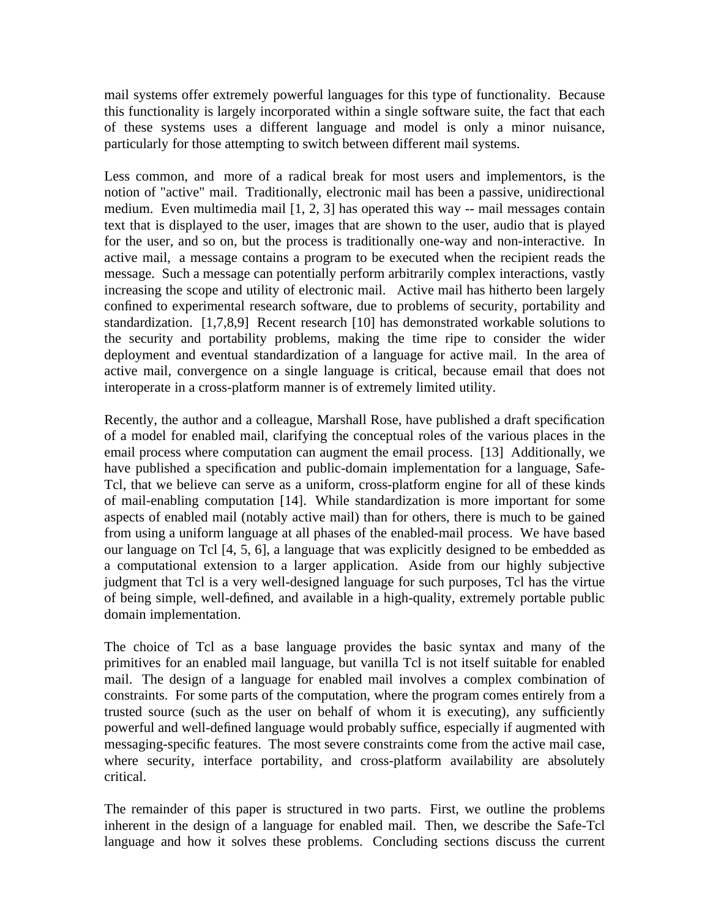mail systems offer extremely powerful languages for this type of functionality. Because this functionality is largely incorporated within a single software suite, the fact that each of these systems uses a different language and model is only a minor nuisance, particularly for those attempting to switch between different mail systems.

Less common, and more of a radical break for most users and implementors, is the notion of "active" mail. Traditionally, electronic mail has been a passive, unidirectional medium. Even multimedia mail [1, 2, 3] has operated this way -- mail messages contain text that is displayed to the user, images that are shown to the user, audio that is played for the user, and so on, but the process is traditionally one-way and non-interactive. In active mail, a message contains a program to be executed when the recipient reads the message. Such a message can potentially perform arbitrarily complex interactions, vastly increasing the scope and utility of electronic mail. Active mail has hitherto been largely confined to experimental research software, due to problems of security, portability and standardization. [1,7,8,9] Recent research [10] has demonstrated workable solutions to the security and portability problems, making the time ripe to consider the wider deployment and eventual standardization of a language for active mail. In the area of active mail, convergence on a single language is critical, because email that does not interoperate in a cross-platform manner is of extremely limited utility.

Recently, the author and a colleague, Marshall Rose, have published a draft specification of a model for enabled mail, clarifying the conceptual roles of the various places in the email process where computation can augment the email process. [13] Additionally, we have published a specification and public-domain implementation for a language, Safe-Tcl, that we believe can serve as a uniform, cross-platform engine for all of these kinds of mail-enabling computation [14]. While standardization is more important for some aspects of enabled mail (notably active mail) than for others, there is much to be gained from using a uniform language at all phases of the enabled-mail process. We have based our language on Tcl [4, 5, 6], a language that was explicitly designed to be embedded as a computational extension to a larger application. Aside from our highly subjective judgment that Tcl is a very well-designed language for such purposes, Tcl has the virtue of being simple, well-defined, and available in a high-quality, extremely portable public domain implementation.

The choice of Tcl as a base language provides the basic syntax and many of the primitives for an enabled mail language, but vanilla Tcl is not itself suitable for enabled mail. The design of a language for enabled mail involves a complex combination of constraints. For some parts of the computation, where the program comes entirely from a trusted source (such as the user on behalf of whom it is executing), any sufficiently powerful and well-defined language would probably suffice, especially if augmented with messaging-specific features. The most severe constraints come from the active mail case, where security, interface portability, and cross-platform availability are absolutely critical.

The remainder of this paper is structured in two parts. First, we outline the problems inherent in the design of a language for enabled mail. Then, we describe the Safe-Tcl language and how it solves these problems. Concluding sections discuss the current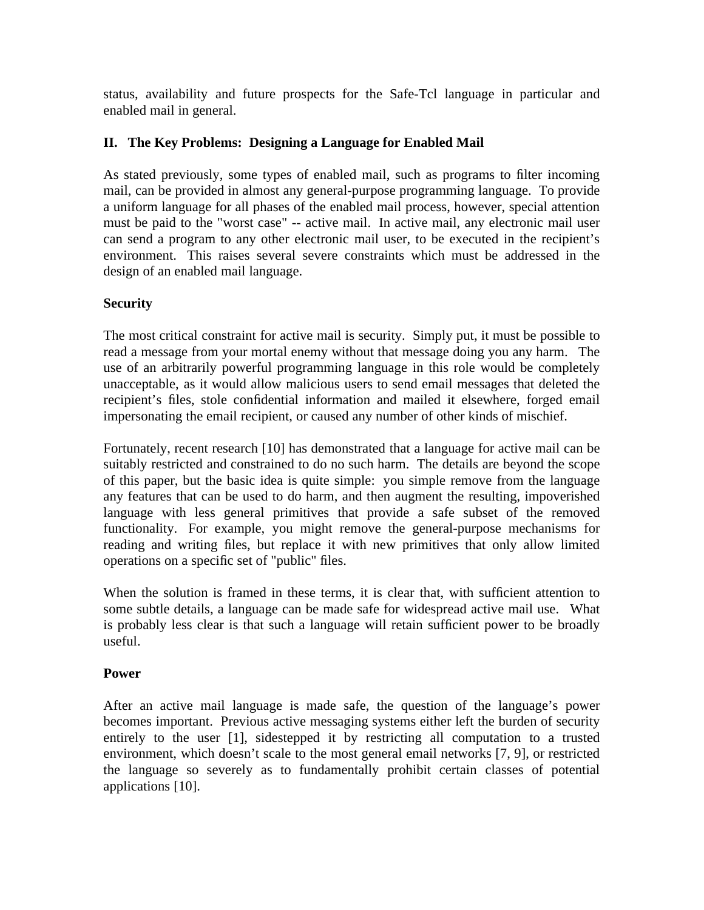status, availability and future prospects for the Safe-Tcl language in particular and enabled mail in general.

## II. The Key Problems: Designing a Language for Enabled Mail

As stated previously, some types of enabled mail, such as programs to filter incoming mail, can be provided in almost any general-purpose programming language. To provide a uniform language for all phases of the enabled mail process, however, special attention must be paid to the "worst case" -- active mail. In active mail, any electronic mail user can send a program to any other electronic mail user, to be executed in the recipient's environment. This raises several severe constraints which must be addressed in the design of an enabled mail language.

### Security

The most critical constraint for active mail is security. Simply put, it must be possible to read a message from your mortal enemy without that message doing you any harm. The use of an arbitrarily powerful programming language in this role would be completely unacceptable, as it would allow malicious users to send email messages that deleted the recipient's files, stole confidential information and mailed it elsewhere, forged email impersonating the email recipient, or caused any number of other kinds of mischief.

Fortunately, recent research [10] has demonstrated that a language for active mail can be suitably restricted and constrained to do no such harm. The details are beyond the scope of this paper, but the basic idea is quite simple: you simple remove from the language any features that can be used to do harm, and then augment the resulting, impoverished language with less general primitives that provide a safe subset of the removed functionality. For example, you might remove the general-purpose mechanisms for reading and writing files, but replace it with new primitives that only allow limited operations on a specific set of "public" files.

When the solution is framed in these terms, it is clear that, with sufficient attention to some subtle details, a language can be made safe for widespread active mail use. What is probably less clear is that such a language will retain sufficient power to be broadly useful.

### Power

After an active mail language is made safe, the question of the language's power becomes important. Previous active messaging systems either left the burden of security entirely to the user [1], sidestepped it by restricting all computation to a trusted environment, which doesn't scale to the most general email networks [7, 9], or restricted the language so severely as to fundamentally prohibit certain classes of potential applications [10].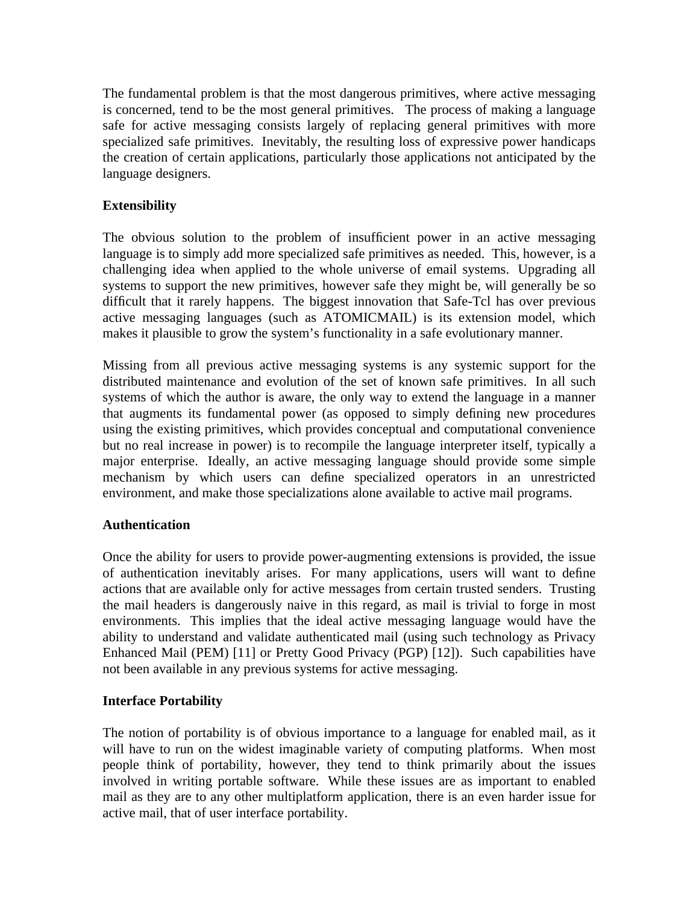The fundamental problem is that the most dangerous primitives, where active messaging is concerned, tend to be the most general primitives. The process of making a language safe for active messaging consists largely of replacing general primitives with more specialized safe primitives. Inevitably, the resulting loss of expressive power handicaps the creation of certain applications, particularly those applications not anticipated by the language designers.

**Extensibility**

The obvious solution to the problem of insufficient power in an active messaging language is to simply add more specialized safe primitives as needed. This, however, is a challenging idea when applied to the whole universe of email systems. Upgrading all systems to support the new primitives, however safe they might be, will generally be so difficult that it rarely happens. The biggest innovation that Safe-Tcl has over previous active messaging languages (such as ATOMICMAIL) is its extension model, which makes it plausible to grow the system's functionality in a safe evolutionary manner.

Missing from all previous active messaging systems is any systemic support for the distributed maintenance and evolution of the set of known safe primitives. In all such systems of which the author is aware, the only way to extend the language in a manner that augments its fundamental power (as opposed to simply defining new procedures using the existing primitives, which provides conceptual and computational convenience but no real increase in power) is to recompile the language interpreter itself, typically a major enterprise. Ideally, an active messaging language should provide some simple mechanism by which users can define specialized operators in an unrestricted environment, and make those specializations alone available to active mail programs.

**Authentication**

Once the ability for users to provide power-augmenting extensions is provided, the issue of authentication inevitably arises. For many applications, users will want to define actions that are available only for active messages from certain trusted senders. Trusting the mail headers is dangerously naive in this regard, as mail is trivial to forge in most environments. This implies that the ideal active messaging language would have the ability to understand and validate authenticated mail (using such technology as Privacy Enhanced Mail (PEM) [11] or Pretty Good Privacy (PGP) [12]). Such capabilities have not been available in any previous systems for active messaging.

**Interface Portability**

The notion of portability is of obvious importance to a language for enabled mail, as it will have to run on the widest imaginable variety of computing platforms. When most people think of portability, however, they tend to think primarily about the issues involved in writing portable software. While these issues are as important to enabled mail as they are to any other multiplatform application, there is an even harder issue for active mail, that of user interface portability.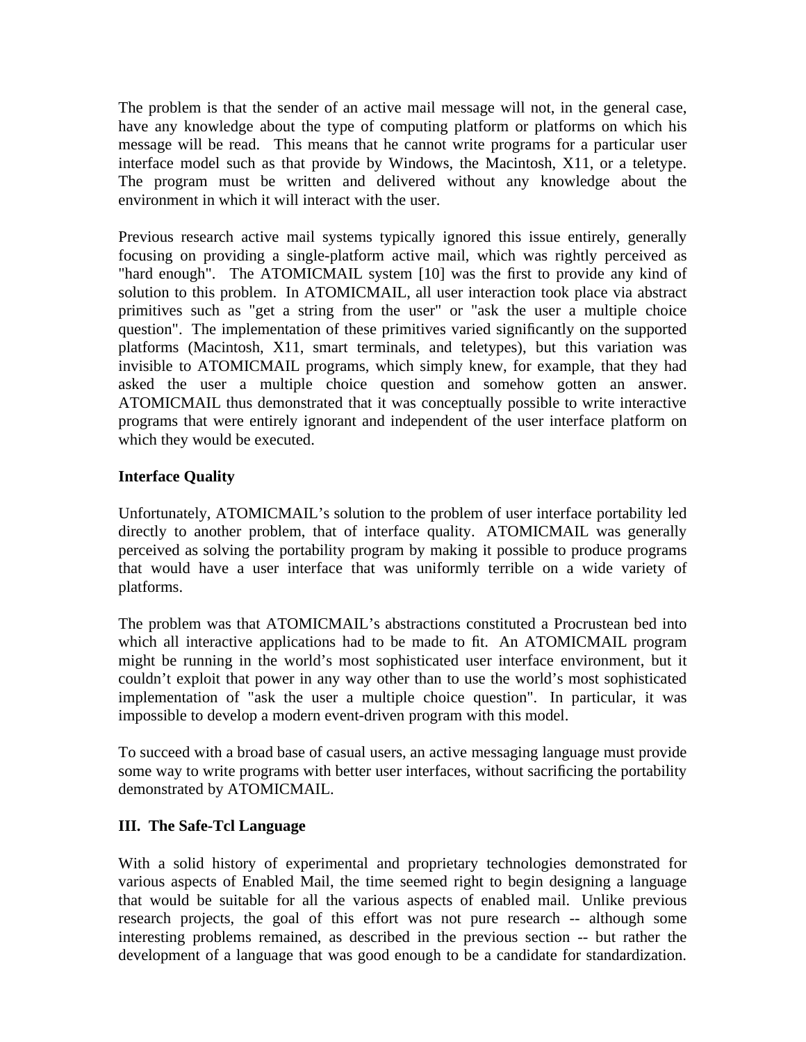The problem is that the sender of an active mail message will not, in the general case, have any knowledge about the type of computing platform or platforms on which his message will be read. This means that he cannot write programs for a particular user interface model such as that provide by Windows, the Macintosh, X11, or a teletype. The program must be written and delivered without any knowledge about the environment in which it will interact with the user.

Previous research active mail systems typically ignored this issue entirely, generally focusing on providing a single-platform active mail, which was rightly perceived as "hard enough". The ATOMICMAIL system [10] was the first to provide any kind of solution to this problem. In ATOMICMAIL, all user interaction took place via abstract primitives such as "get a string from the user" or "ask the user a multiple choice question". The implementation of these primitives varied significantly on the supported platforms (Macintosh, X11, smart terminals, and teletypes), but this variation was invisible to ATOMICMAIL programs, which simply knew, for example, that they had asked the user a multiple choice question and somehow gotten an answer. ATOMICMAIL thus demonstrated that it was conceptually possible to write interactive programs that were entirely ignorant and independent of the user interface platform on which they would be executed.

**Interface Quality**

Unfortunately, ATOMICMAIL's solution to the problem of user interface portability led directly to another problem, that of interface quality. ATOMICMAIL was generally perceived as solving the portability program by making it possible to produce programs that would have a user interface that was uniformly terrible on a wide variety of platforms.

The problem was that ATOMICMAIL's abstractions constituted a Procrustean bed into which all interactive applications had to be made to fit. An ATOMICMAIL program might be running in the world's most sophisticated user interface environment, but it couldn't exploit that power in any way other than to use the world's most sophisticated implementation of "ask the user a multiple choice question". In particular, it was impossible to develop a modern event-driven program with this model.

To succeed with a broad base of casual users, an active messaging language must provide some way to write programs with better user interfaces, without sacrificing the portability demonstrated by ATOMICMAIL.

## III. The Safe-Tcl Language

With a solid history of experimental and proprietary technologies demonstrated for various aspects of Enabled Mail, the time seemed right to begin designing a language that would be suitable for all the various aspects of enabled mail. Unlike previous research projects, the goal of this effort was not pure research -- although some interesting problems remained, as described in the previous section -- but rather the development of a language that was good enough to be a candidate for standardization.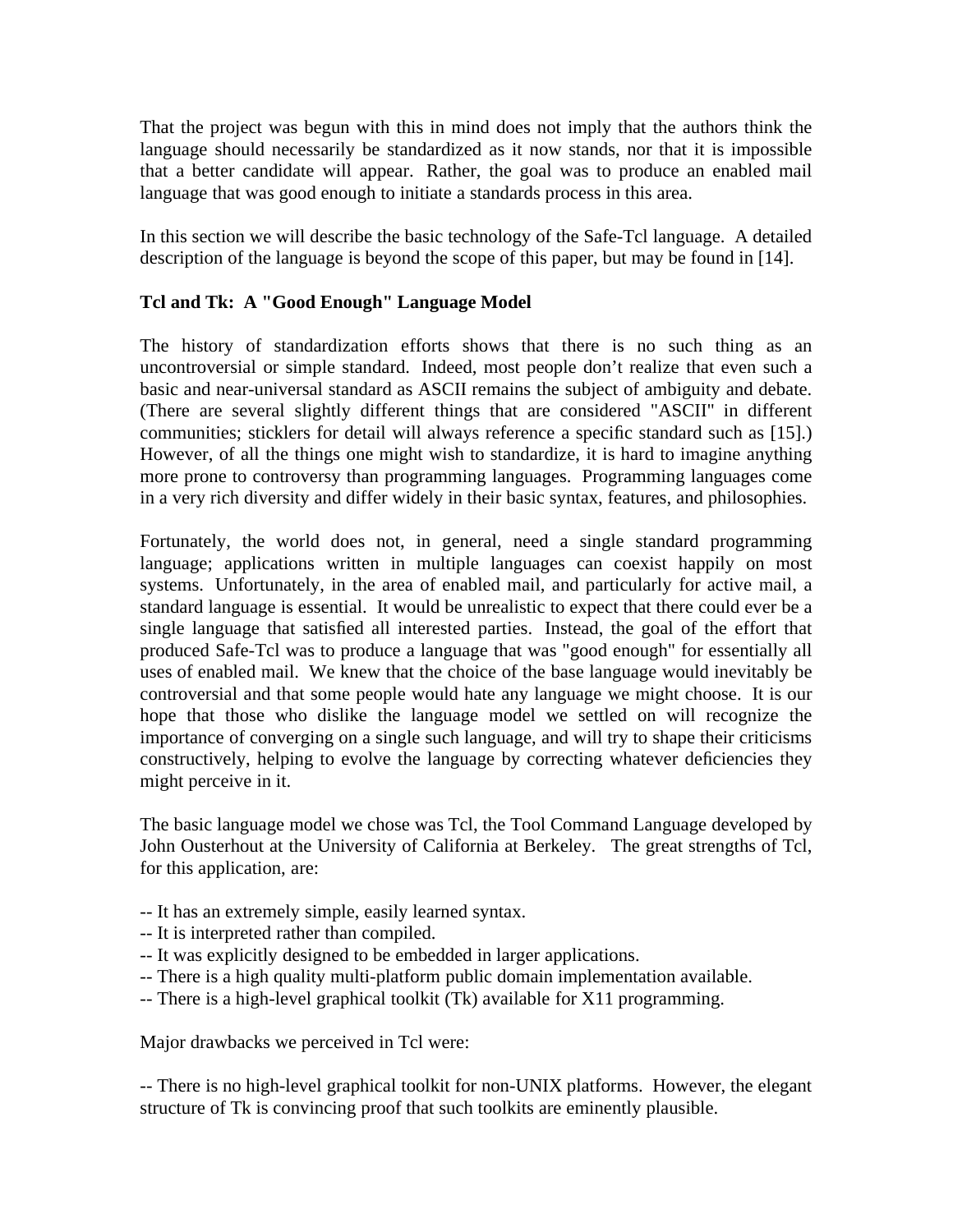That the project was begun with this in mind does not imply that the authors think the language should necessarily be standardized as it now stands, nor that it is impossible that a better candidate will appear. Rather, the goal was to produce an enabled mail language that was good enough to initiate a standards process in this area.

In this section we will describe the basic technology of the Safe-Tcl language. A detailed description of the language is beyond the scope of this paper, but may be found in [14].

**Tcl and Tk: A "Good Enough" Language Model**

The history of standardization efforts shows that there is no such thing as an uncontroversial or simple standard. Indeed, most people don't realize that even such a basic and near-universal standard as ASCII remains the subject of ambiguity and debate. (There are several slightly different things that are considered "ASCII" in different communities; sticklers for detail will always reference a specific standard such as [15].) However, of all the things one might wish to standardize, it is hard to imagine anything more prone to controversy than programming languages. Programming languages come in a very rich diversity and differ widely in their basic syntax, features, and philosophies.

Fortunately, the world does not, in general, need a single standard programming language; applications written in multiple languages can coexist happily on most systems. Unfortunately, in the area of enabled mail, and particularly for active mail, a standard language is essential. It would be unrealistic to expect that there could ever be a single language that satisfied all interested parties. Instead, the goal of the effort that produced Safe-Tcl was to produce a language that was "good enough" for essentially all uses of enabled mail. We knew that the choice of the base language would inevitably be controversial and that some people would hate any language we might choose. It is our hope that those who dislike the language model we settled on will recognize the importance of converging on a single such language, and will try to shape their criticisms constructively, helping to evolve the language by correcting whatever deficiencies they might perceive in it.

The basic language model we chose was Tcl, the Tool Command Language developed by John Ousterhout at the University of California at Berkeley. The great strengths of Tcl, for this application, are:

-- It has an extremely simple, easily learned syntax.
-- It is interpreted rather than compiled.
-- It was explicitly designed to be embedded in larger applications.
-- There is a high quality multi-platform public domain implementation available.
-- There is a high-level graphical toolkit (Tk) available for X11 programming.

Major drawbacks we perceived in Tcl were:

-- There is no high-level graphical toolkit for non-UNIX platforms. However, the elegant structure of Tk is convincing proof that such toolkits are eminently plausible.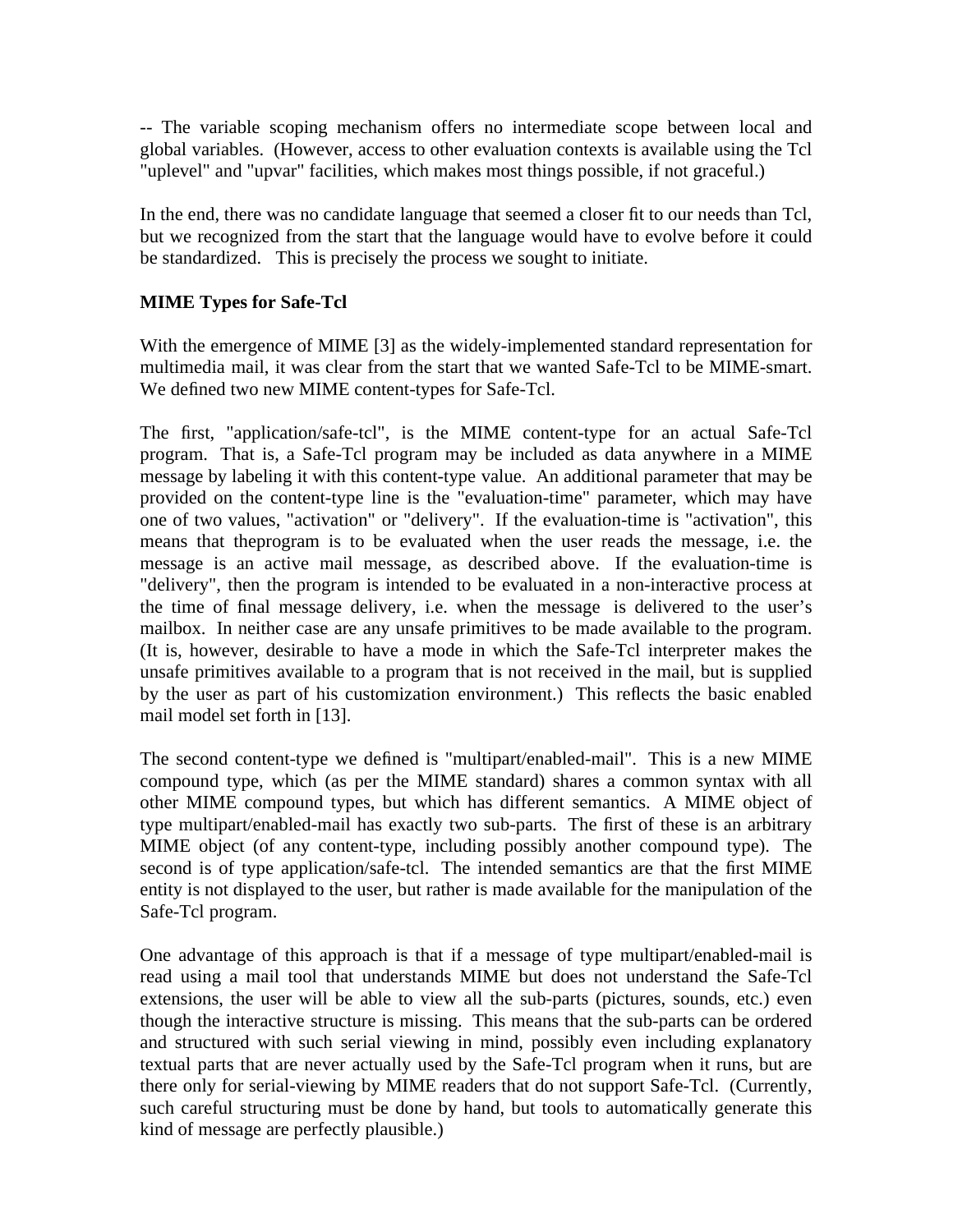-- The variable scoping mechanism offers no intermediate scope between local and global variables. (However, access to other evaluation contexts is available using the Tcl "uplevel" and "upvar" facilities, which makes most things possible, if not graceful.)

In the end, there was no candidate language that seemed a closer fit to our needs than Tcl, but we recognized from the start that the language would have to evolve before it could be standardized. This is precisely the process we sought to initiate.

**MIME Types for Safe-Tcl**

With the emergence of MIME [3] as the widely-implemented standard representation for multimedia mail, it was clear from the start that we wanted Safe-Tcl to be MIME-smart. We defined two new MIME content-types for Safe-Tcl.

The first, "application/safe-tcl", is the MIME content-type for an actual Safe-Tcl program. That is, a Safe-Tcl program may be included as data anywhere in a MIME message by labeling it with this content-type value. An additional parameter that may be provided on the content-type line is the "evaluation-time" parameter, which may have one of two values, "activation" or "delivery". If the evaluation-time is "activation", this means that theprogram is to be evaluated when the user reads the message, i.e. the message is an active mail message, as described above. If the evaluation-time is "delivery", then the program is intended to be evaluated in a non-interactive process at the time of final message delivery, i.e. when the message is delivered to the user's mailbox. In neither case are any unsafe primitives to be made available to the program. (It is, however, desirable to have a mode in which the Safe-Tcl interpreter makes the unsafe primitives available to a program that is not received in the mail, but is supplied by the user as part of his customization environment.) This reflects the basic enabled mail model set forth in [13].

The second content-type we defined is "multipart/enabled-mail". This is a new MIME compound type, which (as per the MIME standard) shares a common syntax with all other MIME compound types, but which has different semantics. A MIME object of type multipart/enabled-mail has exactly two sub-parts. The first of these is an arbitrary MIME object (of any content-type, including possibly another compound type). The second is of type application/safe-tcl. The intended semantics are that the first MIME entity is not displayed to the user, but rather is made available for the manipulation of the Safe-Tcl program.

One advantage of this approach is that if a message of type multipart/enabled-mail is read using a mail tool that understands MIME but does not understand the Safe-Tcl extensions, the user will be able to view all the sub-parts (pictures, sounds, etc.) even though the interactive structure is missing. This means that the sub-parts can be ordered and structured with such serial viewing in mind, possibly even including explanatory textual parts that are never actually used by the Safe-Tcl program when it runs, but are there only for serial-viewing by MIME readers that do not support Safe-Tcl. (Currently, such careful structuring must be done by hand, but tools to automatically generate this kind of message are perfectly plausible.)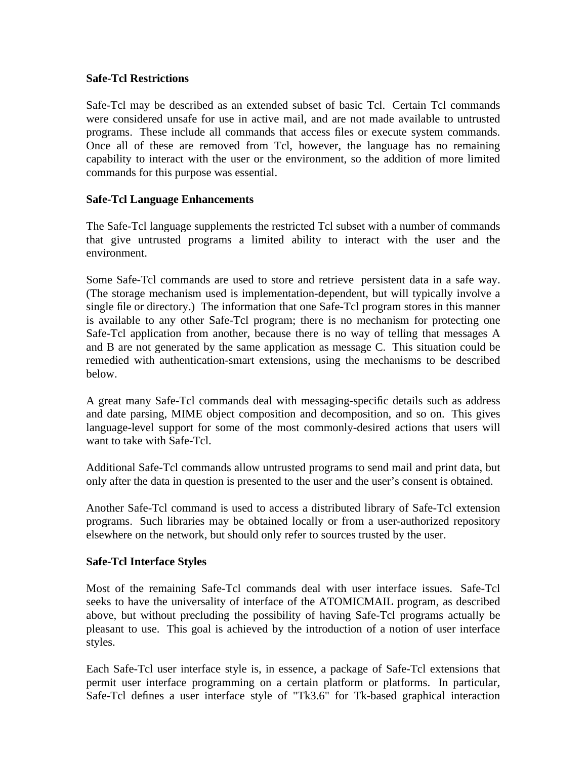### Safe-Tcl Restrictions

Safe-Tcl may be described as an extended subset of basic Tcl. Certain Tcl commands were considered unsafe for use in active mail, and are not made available to untrusted programs. These include all commands that access files or execute system commands. Once all of these are removed from Tcl, however, the language has no remaining capability to interact with the user or the environment, so the addition of more limited commands for this purpose was essential.

### Safe-Tcl Language Enhancements

The Safe-Tcl language supplements the restricted Tcl subset with a number of commands that give untrusted programs a limited ability to interact with the user and the environment.

Some Safe-Tcl commands are used to store and retrieve persistent data in a safe way. (The storage mechanism used is implementation-dependent, but will typically involve a single file or directory.) The information that one Safe-Tcl program stores in this manner is available to any other Safe-Tcl program; there is no mechanism for protecting one Safe-Tcl application from another, because there is no way of telling that messages A and B are not generated by the same application as message C. This situation could be remedied with authentication-smart extensions, using the mechanisms to be described below.

A great many Safe-Tcl commands deal with messaging-specific details such as address and date parsing, MIME object composition and decomposition, and so on. This gives language-level support for some of the most commonly-desired actions that users will want to take with Safe-Tcl.

Additional Safe-Tcl commands allow untrusted programs to send mail and print data, but only after the data in question is presented to the user and the user's consent is obtained.

Another Safe-Tcl command is used to access a distributed library of Safe-Tcl extension programs. Such libraries may be obtained locally or from a user-authorized repository elsewhere on the network, but should only refer to sources trusted by the user.

### Safe-Tcl Interface Styles

Most of the remaining Safe-Tcl commands deal with user interface issues. Safe-Tcl seeks to have the universality of interface of the ATOMICMAIL program, as described above, but without precluding the possibility of having Safe-Tcl programs actually be pleasant to use. This goal is achieved by the introduction of a notion of user interface styles.

Each Safe-Tcl user interface style is, in essence, a package of Safe-Tcl extensions that permit user interface programming on a certain platform or platforms. In particular, Safe-Tcl defines a user interface style of "Tk3.6" for Tk-based graphical interaction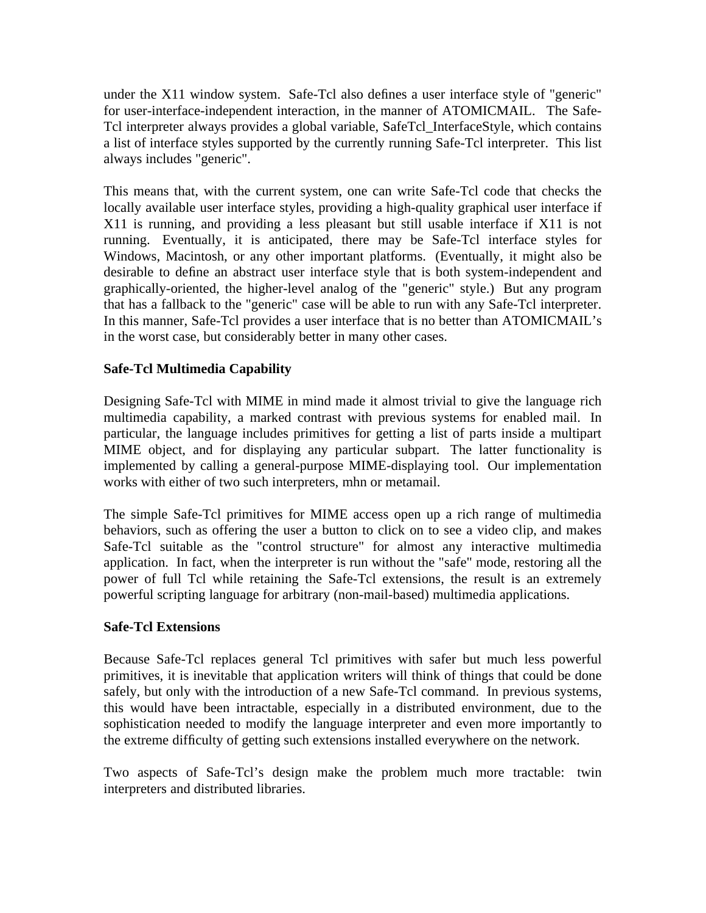under the X11 window system. Safe-Tcl also defines a user interface style of "generic" for user-interface-independent interaction, in the manner of ATOMICMAIL. The Safe-Tcl interpreter always provides a global variable, SafeTcl_InterfaceStyle, which contains a list of interface styles supported by the currently running Safe-Tcl interpreter. This list always includes "generic".

This means that, with the current system, one can write Safe-Tcl code that checks the locally available user interface styles, providing a high-quality graphical user interface if X11 is running, and providing a less pleasant but still usable interface if X11 is not running. Eventually, it is anticipated, there may be Safe-Tcl interface styles for Windows, Macintosh, or any other important platforms. (Eventually, it might also be desirable to define an abstract user interface style that is both system-independent and graphically-oriented, the higher-level analog of the "generic" style.) But any program that has a fallback to the "generic" case will be able to run with any Safe-Tcl interpreter. In this manner, Safe-Tcl provides a user interface that is no better than ATOMICMAIL's in the worst case, but considerably better in many other cases.

**Safe-Tcl Multimedia Capability**

Designing Safe-Tcl with MIME in mind made it almost trivial to give the language rich multimedia capability, a marked contrast with previous systems for enabled mail. In particular, the language includes primitives for getting a list of parts inside a multipart MIME object, and for displaying any particular subpart. The latter functionality is implemented by calling a general-purpose MIME-displaying tool. Our implementation works with either of two such interpreters, mhn or metamail.

The simple Safe-Tcl primitives for MIME access open up a rich range of multimedia behaviors, such as offering the user a button to click on to see a video clip, and makes Safe-Tcl suitable as the "control structure" for almost any interactive multimedia application. In fact, when the interpreter is run without the "safe" mode, restoring all the power of full Tcl while retaining the Safe-Tcl extensions, the result is an extremely powerful scripting language for arbitrary (non-mail-based) multimedia applications.

**Safe-Tcl Extensions**

Because Safe-Tcl replaces general Tcl primitives with safer but much less powerful primitives, it is inevitable that application writers will think of things that could be done safely, but only with the introduction of a new Safe-Tcl command. In previous systems, this would have been intractable, especially in a distributed environment, due to the sophistication needed to modify the language interpreter and even more importantly to the extreme difficulty of getting such extensions installed everywhere on the network.

Two aspects of Safe-Tcl's design make the problem much more tractable: twin interpreters and distributed libraries.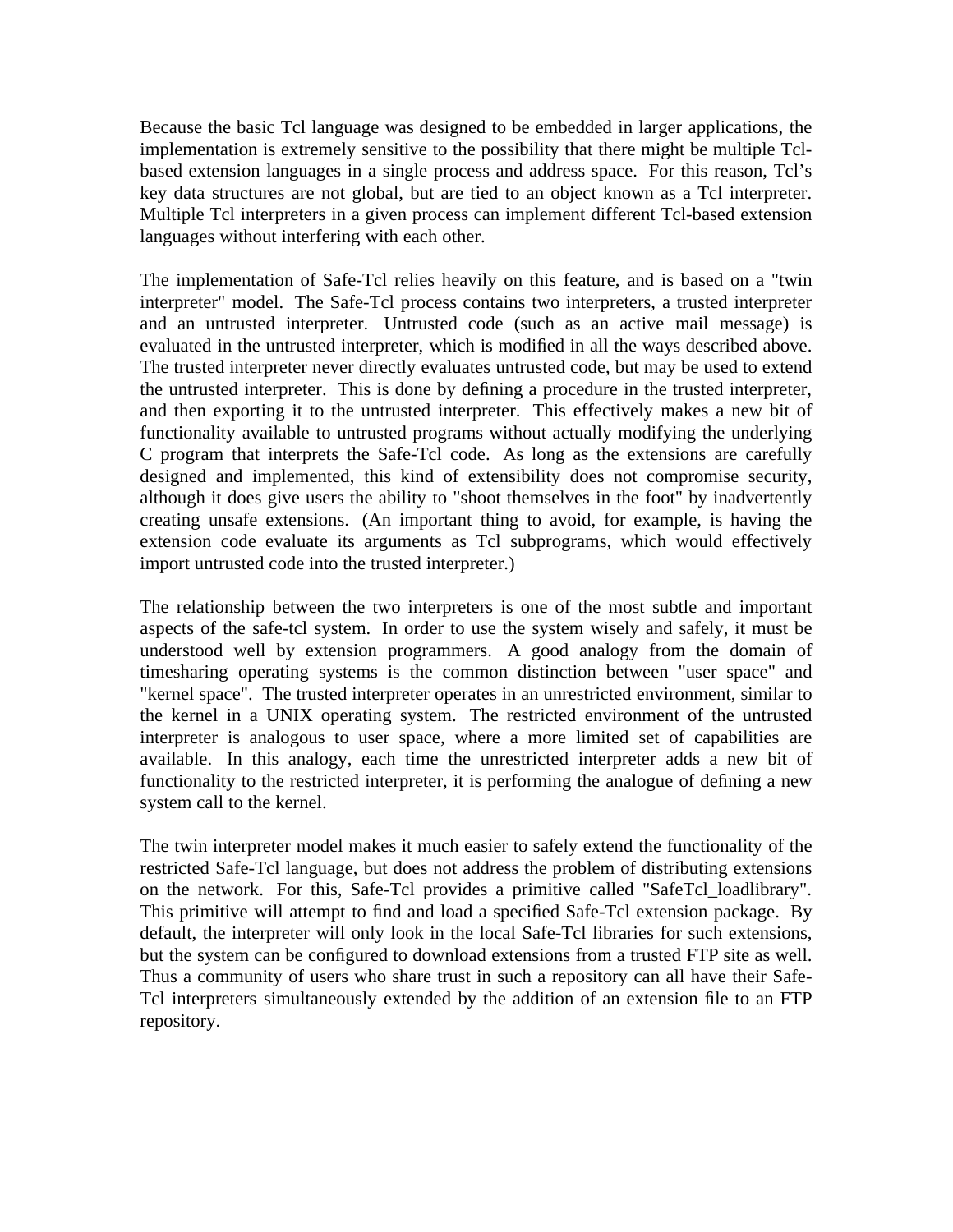Because the basic Tcl language was designed to be embedded in larger applications, the implementation is extremely sensitive to the possibility that there might be multiple Tcl-based extension languages in a single process and address space. For this reason, Tcl's key data structures are not global, but are tied to an object known as a Tcl interpreter. Multiple Tcl interpreters in a given process can implement different Tcl-based extension languages without interfering with each other.

The implementation of Safe-Tcl relies heavily on this feature, and is based on a "twin interpreter" model. The Safe-Tcl process contains two interpreters, a trusted interpreter and an untrusted interpreter. Untrusted code (such as an active mail message) is evaluated in the untrusted interpreter, which is modified in all the ways described above. The trusted interpreter never directly evaluates untrusted code, but may be used to extend the untrusted interpreter. This is done by defining a procedure in the trusted interpreter, and then exporting it to the untrusted interpreter. This effectively makes a new bit of functionality available to untrusted programs without actually modifying the underlying C program that interprets the Safe-Tcl code. As long as the extensions are carefully designed and implemented, this kind of extensibility does not compromise security, although it does give users the ability to "shoot themselves in the foot" by inadvertently creating unsafe extensions. (An important thing to avoid, for example, is having the extension code evaluate its arguments as Tcl subprograms, which would effectively import untrusted code into the trusted interpreter.)

The relationship between the two interpreters is one of the most subtle and important aspects of the safe-tcl system. In order to use the system wisely and safely, it must be understood well by extension programmers. A good analogy from the domain of timesharing operating systems is the common distinction between "user space" and "kernel space". The trusted interpreter operates in an unrestricted environment, similar to the kernel in a UNIX operating system. The restricted environment of the untrusted interpreter is analogous to user space, where a more limited set of capabilities are available. In this analogy, each time the unrestricted interpreter adds a new bit of functionality to the restricted interpreter, it is performing the analogue of defining a new system call to the kernel.

The twin interpreter model makes it much easier to safely extend the functionality of the restricted Safe-Tcl language, but does not address the problem of distributing extensions on the network. For this, Safe-Tcl provides a primitive called "SafeTcl_loadlibrary". This primitive will attempt to find and load a specified Safe-Tcl extension package. By default, the interpreter will only look in the local Safe-Tcl libraries for such extensions, but the system can be configured to download extensions from a trusted FTP site as well. Thus a community of users who share trust in such a repository can all have their Safe-Tcl interpreters simultaneously extended by the addition of an extension file to an FTP repository.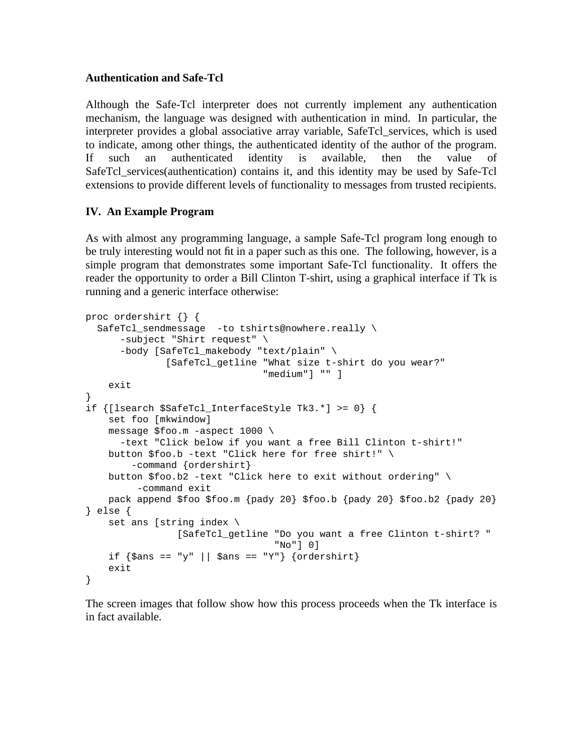**Authentication and Safe-Tcl**

Although the Safe-Tcl interpreter does not currently implement any authentication mechanism, the language was designed with authentication in mind. In particular, the interpreter provides a global associative array variable, SafeTcl_services, which is used to indicate, among other things, the authenticated identity of the author of the program. If such an authenticated identity is available, then the value of SafeTcl_services(authentication) contains it, and this identity may be used by Safe-Tcl extensions to provide different levels of functionality to messages from trusted recipients.

## IV. An Example Program

As with almost any programming language, a sample Safe-Tcl program long enough to be truly interesting would not fit in a paper such as this one. The following, however, is a simple program that demonstrates some important Safe-Tcl functionality. It offers the reader the opportunity to order a Bill Clinton T-shirt, using a graphical interface if Tk is running and a generic interface otherwise:

```
proc ordershirt {} {
  SafeTcl_sendmessage  -to tshirts@nowhere.really \
      -subject "Shirt request" \
      -body [SafeTcl_makebody "text/plain" \
              [SafeTcl_getline "What size t-shirt do you wear?"
                               "medium"] "" ]
    exit
}
if {[lsearch $SafeTcl_InterfaceStyle Tk3.*] >= 0} {
    set foo [mkwindow]
    message $foo.m -aspect 1000 \
      -text "Click below if you want a free Bill Clinton t-shirt!"
    button $foo.b -text "Click here for free shirt!" \
        -command {ordershirt}
    button $foo.b2 -text "Click here to exit without ordering" \
         -command exit
    pack append $foo $foo.m {pady 20} $foo.b {pady 20} $foo.b2 {pady 20}
} else {
    set ans [string index \
                [SafeTcl_getline "Do you want a free Clinton t-shirt? "
                                 "No"] 0]
    if {$ans == "y" || $ans == "Y"} {ordershirt}
    exit
}
```

The screen images that follow show how this process proceeds when the Tk interface is in fact available.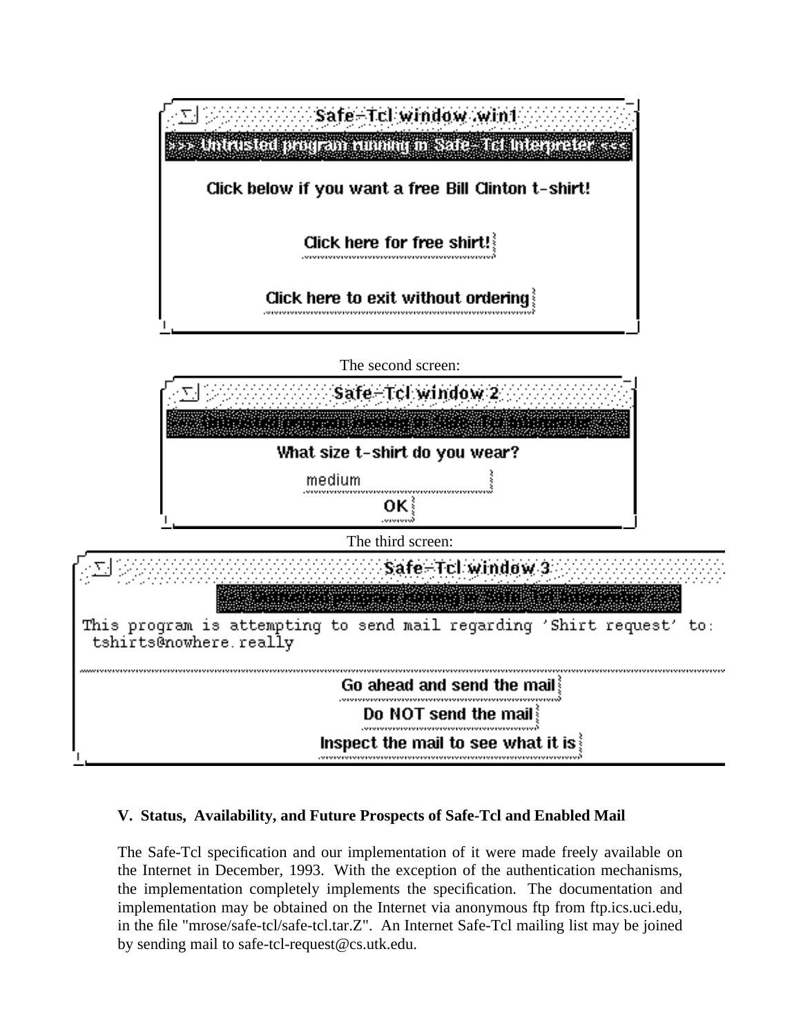Safe-Tcl window .win1

>>> Untrusted program running in Safe-Tcl Interpreter <<<

Click below if you want a free Bill Clinton t-shirt!

Click here for free shirt!

Click here to exit without ordering

The second screen:

Safe-Tcl window 2

>>> Untrusted program running in Safe-Tcl Interpreter <<<

What size t-shirt do you wear?

medium

OK

The third screen:

Safe-Tcl window 3

>>> Untrusted program running in Safe-Tcl Interpreter <<<

This program is attempting to send mail regarding 'Shirt request' to: tshirts@nowhere.really

Go ahead and send the mail

Do NOT send the mail

Inspect the mail to see what it is

### V. Status, Availability, and Future Prospects of Safe-Tcl and Enabled Mail

The Safe-Tcl specification and our implementation of it were made freely available on the Internet in December, 1993. With the exception of the authentication mechanisms, the implementation completely implements the specification. The documentation and implementation may be obtained on the Internet via anonymous ftp from ftp.ics.uci.edu, in the file "mrose/safe-tcl/safe-tcl.tar.Z". An Internet Safe-Tcl mailing list may be joined by sending mail to safe-tcl-request@cs.utk.edu.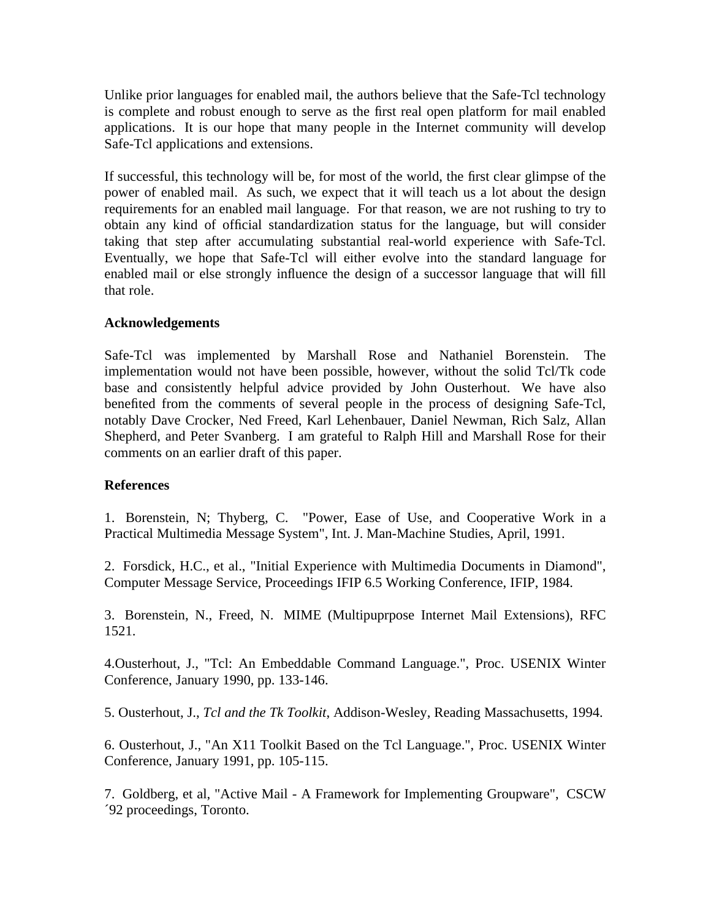Unlike prior languages for enabled mail, the authors believe that the Safe-Tcl technology is complete and robust enough to serve as the first real open platform for mail enabled applications. It is our hope that many people in the Internet community will develop Safe-Tcl applications and extensions.

If successful, this technology will be, for most of the world, the first clear glimpse of the power of enabled mail. As such, we expect that it will teach us a lot about the design requirements for an enabled mail language. For that reason, we are not rushing to try to obtain any kind of official standardization status for the language, but will consider taking that step after accumulating substantial real-world experience with Safe-Tcl. Eventually, we hope that Safe-Tcl will either evolve into the standard language for enabled mail or else strongly influence the design of a successor language that will fill that role.

**Acknowledgements**

Safe-Tcl was implemented by Marshall Rose and Nathaniel Borenstein. The implementation would not have been possible, however, without the solid Tcl/Tk code base and consistently helpful advice provided by John Ousterhout. We have also benefited from the comments of several people in the process of designing Safe-Tcl, notably Dave Crocker, Ned Freed, Karl Lehenbauer, Daniel Newman, Rich Salz, Allan Shepherd, and Peter Svanberg. I am grateful to Ralph Hill and Marshall Rose for their comments on an earlier draft of this paper.

**References**

1. Borenstein, N; Thyberg, C. "Power, Ease of Use, and Cooperative Work in a Practical Multimedia Message System", Int. J. Man-Machine Studies, April, 1991.

2. Forsdick, H.C., et al., "Initial Experience with Multimedia Documents in Diamond", Computer Message Service, Proceedings IFIP 6.5 Working Conference, IFIP, 1984.

3. Borenstein, N., Freed, N. MIME (Multipuprpose Internet Mail Extensions), RFC 1521.

4.Ousterhout, J., "Tcl: An Embeddable Command Language.", Proc. USENIX Winter Conference, January 1990, pp. 133-146.

5. Ousterhout, J., *Tcl and the Tk Toolkit*, Addison-Wesley, Reading Massachusetts, 1994.

6. Ousterhout, J., "An X11 Toolkit Based on the Tcl Language.", Proc. USENIX Winter Conference, January 1991, pp. 105-115.

7. Goldberg, et al, "Active Mail - A Framework for Implementing Groupware", CSCW ´92 proceedings, Toronto.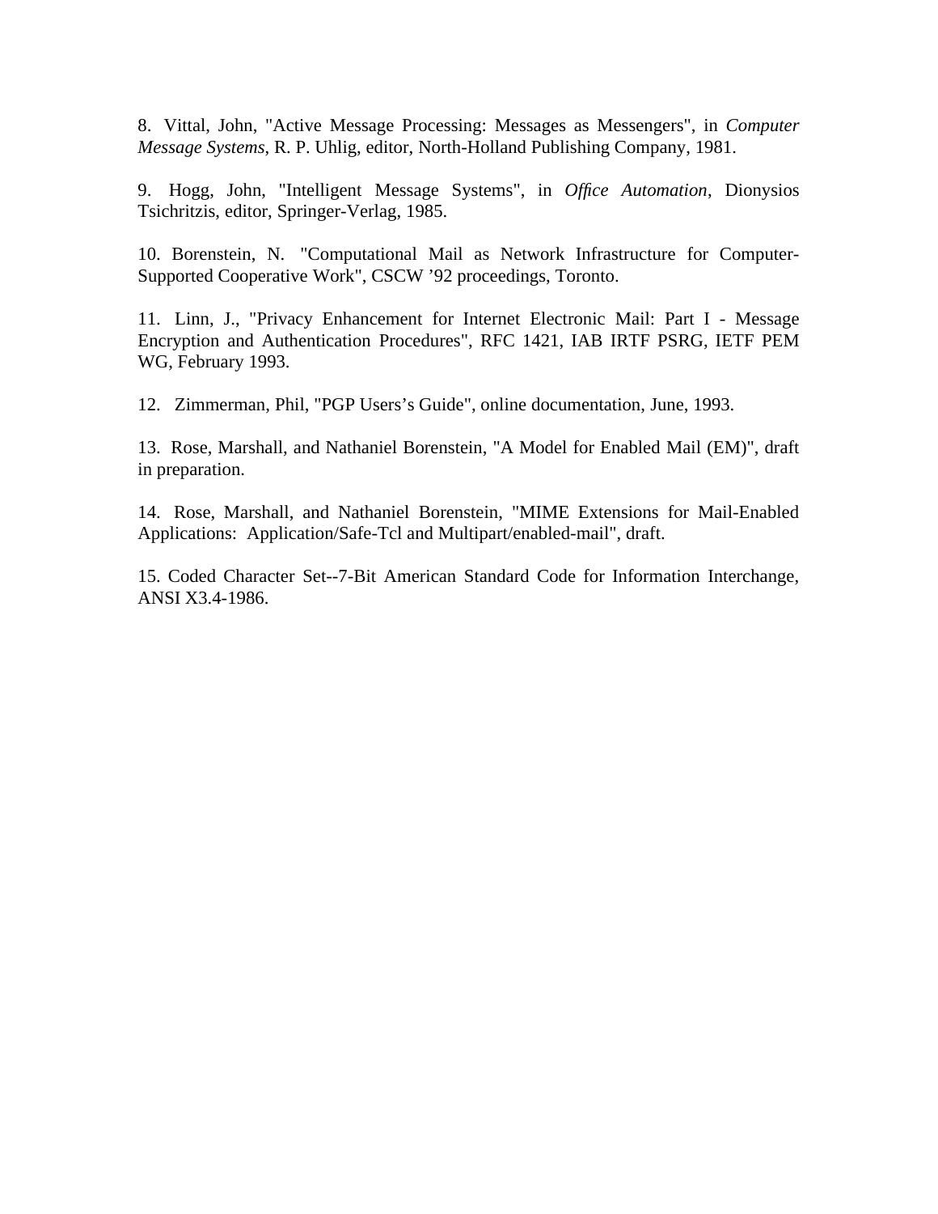8. Vittal, John, "Active Message Processing: Messages as Messengers", in *Computer Message Systems*, R. P. Uhlig, editor, North-Holland Publishing Company, 1981.

9. Hogg, John, "Intelligent Message Systems", in *Office Automation*, Dionysios Tsichritzis, editor, Springer-Verlag, 1985.

10. Borenstein, N. "Computational Mail as Network Infrastructure for Computer-Supported Cooperative Work", CSCW '92 proceedings, Toronto.

11. Linn, J., "Privacy Enhancement for Internet Electronic Mail: Part I - Message Encryption and Authentication Procedures", RFC 1421, IAB IRTF PSRG, IETF PEM WG, February 1993.

12. Zimmerman, Phil, "PGP Users's Guide", online documentation, June, 1993.

13. Rose, Marshall, and Nathaniel Borenstein, "A Model for Enabled Mail (EM)", draft in preparation.

14. Rose, Marshall, and Nathaniel Borenstein, "MIME Extensions for Mail-Enabled Applications: Application/Safe-Tcl and Multipart/enabled-mail", draft.

15. Coded Character Set--7-Bit American Standard Code for Information Interchange, ANSI X3.4-1986.